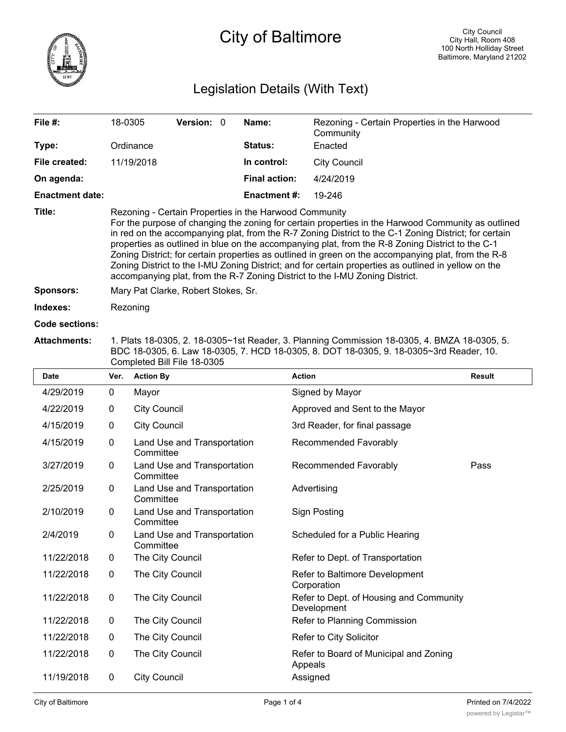# City of Baltimore

City Council
City Hall, Room 408
100 North Holliday Street
Baltimore, Maryland 21202

## Legislation Details (With Text)

| | | | |
|---|---|---|---|
| **File #:** | 18-0305 **Version:** 0 | **Name:** | Rezoning - Certain Properties in the Harwood Community |
| **Type:** | Ordinance | **Status:** | Enacted |
| **File created:** | 11/19/2018 | **In control:** | City Council |
| **On agenda:** | | **Final action:** | 4/24/2019 |
| **Enactment date:** | | **Enactment #:** | 19-246 |

**Title:** Rezoning - Certain Properties in the Harwood Community
For the purpose of changing the zoning for certain properties in the Harwood Community as outlined in red on the accompanying plat, from the R-7 Zoning District to the C-1 Zoning District; for certain properties as outlined in blue on the accompanying plat, from the R-8 Zoning District to the C-1 Zoning District; for certain properties as outlined in green on the accompanying plat, from the R-8 Zoning District to the I-MU Zoning District; and for certain properties as outlined in yellow on the accompanying plat, from the R-7 Zoning District to the I-MU Zoning District.

**Sponsors:** Mary Pat Clarke, Robert Stokes, Sr.

**Indexes:** Rezoning

**Code sections:**

**Attachments:** 1. Plats 18-0305, 2. 18-0305~1st Reader, 3. Planning Commission 18-0305, 4. BMZA 18-0305, 5. BDC 18-0305, 6. Law 18-0305, 7. HCD 18-0305, 8. DOT 18-0305, 9. 18-0305~3rd Reader, 10. Completed Bill File 18-0305

| Date | Ver. | Action By | Action | Result |
|---|---|---|---|---|
| 4/29/2019 | 0 | Mayor | Signed by Mayor | |
| 4/22/2019 | 0 | City Council | Approved and Sent to the Mayor | |
| 4/15/2019 | 0 | City Council | 3rd Reader, for final passage | |
| 4/15/2019 | 0 | Land Use and Transportation Committee | Recommended Favorably | |
| 3/27/2019 | 0 | Land Use and Transportation Committee | Recommended Favorably | Pass |
| 2/25/2019 | 0 | Land Use and Transportation Committee | Advertising | |
| 2/10/2019 | 0 | Land Use and Transportation Committee | Sign Posting | |
| 2/4/2019 | 0 | Land Use and Transportation Committee | Scheduled for a Public Hearing | |
| 11/22/2018 | 0 | The City Council | Refer to Dept. of Transportation | |
| 11/22/2018 | 0 | The City Council | Refer to Baltimore Development Corporation | |
| 11/22/2018 | 0 | The City Council | Refer to Dept. of Housing and Community Development | |
| 11/22/2018 | 0 | The City Council | Refer to Planning Commission | |
| 11/22/2018 | 0 | The City Council | Refer to City Solicitor | |
| 11/22/2018 | 0 | The City Council | Refer to Board of Municipal and Zoning Appeals | |
| 11/19/2018 | 0 | City Council | Assigned | |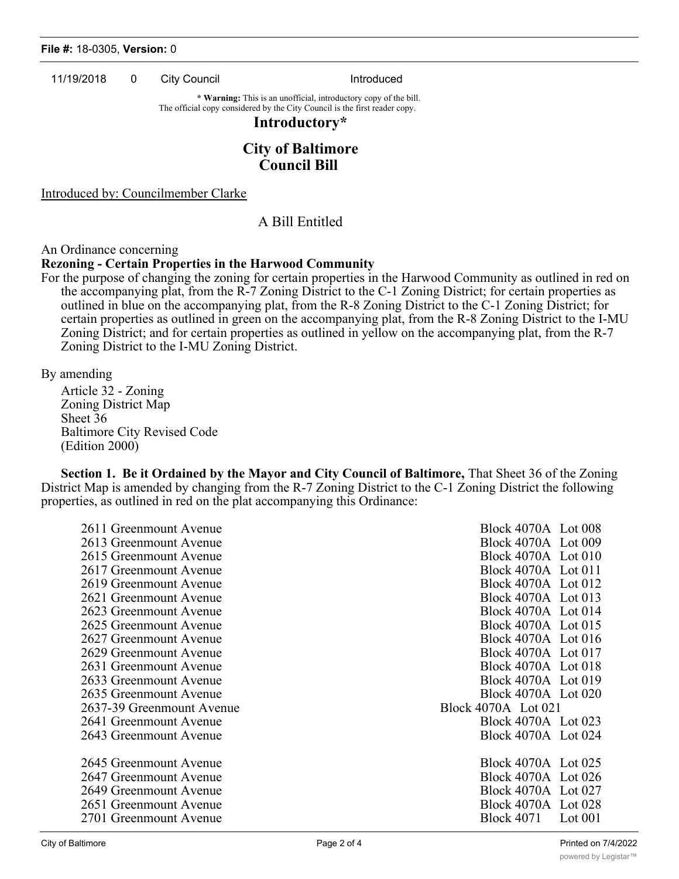11/19/2018 0 City Council Introduced

**\* Warning:** This is an unofficial, introductory copy of the bill.
The official copy considered by the City Council is the first reader copy.

## Introductory*

## City of Baltimore
## Council Bill

Introduced by: Councilmember Clarke

A Bill Entitled

An Ordinance concerning

**Rezoning - Certain Properties in the Harwood Community**

For the purpose of changing the zoning for certain properties in the Harwood Community as outlined in red on the accompanying plat, from the R-7 Zoning District to the C-1 Zoning District; for certain properties as outlined in blue on the accompanying plat, from the R-8 Zoning District to the C-1 Zoning District; for certain properties as outlined in green on the accompanying plat, from the R-8 Zoning District to the I-MU Zoning District; and for certain properties as outlined in yellow on the accompanying plat, from the R-7 Zoning District to the I-MU Zoning District.

By amending

Article 32 - Zoning
Zoning District Map
Sheet 36
Baltimore City Revised Code
(Edition 2000)

**Section 1. Be it Ordained by the Mayor and City Council of Baltimore,** That Sheet 36 of the Zoning District Map is amended by changing from the R-7 Zoning District to the C-1 Zoning District the following properties, as outlined in red on the plat accompanying this Ordinance:

| | | |
|---|---|---|
| 2611 Greenmount Avenue | Block 4070A | Lot 008 |
| 2613 Greenmount Avenue | Block 4070A | Lot 009 |
| 2615 Greenmount Avenue | Block 4070A | Lot 010 |
| 2617 Greenmount Avenue | Block 4070A | Lot 011 |
| 2619 Greenmount Avenue | Block 4070A | Lot 012 |
| 2621 Greenmount Avenue | Block 4070A | Lot 013 |
| 2623 Greenmount Avenue | Block 4070A | Lot 014 |
| 2625 Greenmount Avenue | Block 4070A | Lot 015 |
| 2627 Greenmount Avenue | Block 4070A | Lot 016 |
| 2629 Greenmount Avenue | Block 4070A | Lot 017 |
| 2631 Greenmount Avenue | Block 4070A | Lot 018 |
| 2633 Greenmount Avenue | Block 4070A | Lot 019 |
| 2635 Greenmount Avenue | Block 4070A | Lot 020 |
| 2637-39 Greenmount Avenue | Block 4070A | Lot 021 |
| 2641 Greenmount Avenue | Block 4070A | Lot 023 |
| 2643 Greenmount Avenue | Block 4070A | Lot 024 |
| 2645 Greenmount Avenue | Block 4070A | Lot 025 |
| 2647 Greenmount Avenue | Block 4070A | Lot 026 |
| 2649 Greenmount Avenue | Block 4070A | Lot 027 |
| 2651 Greenmount Avenue | Block 4070A | Lot 028 |
| 2701 Greenmount Avenue | Block 4071 | Lot 001 |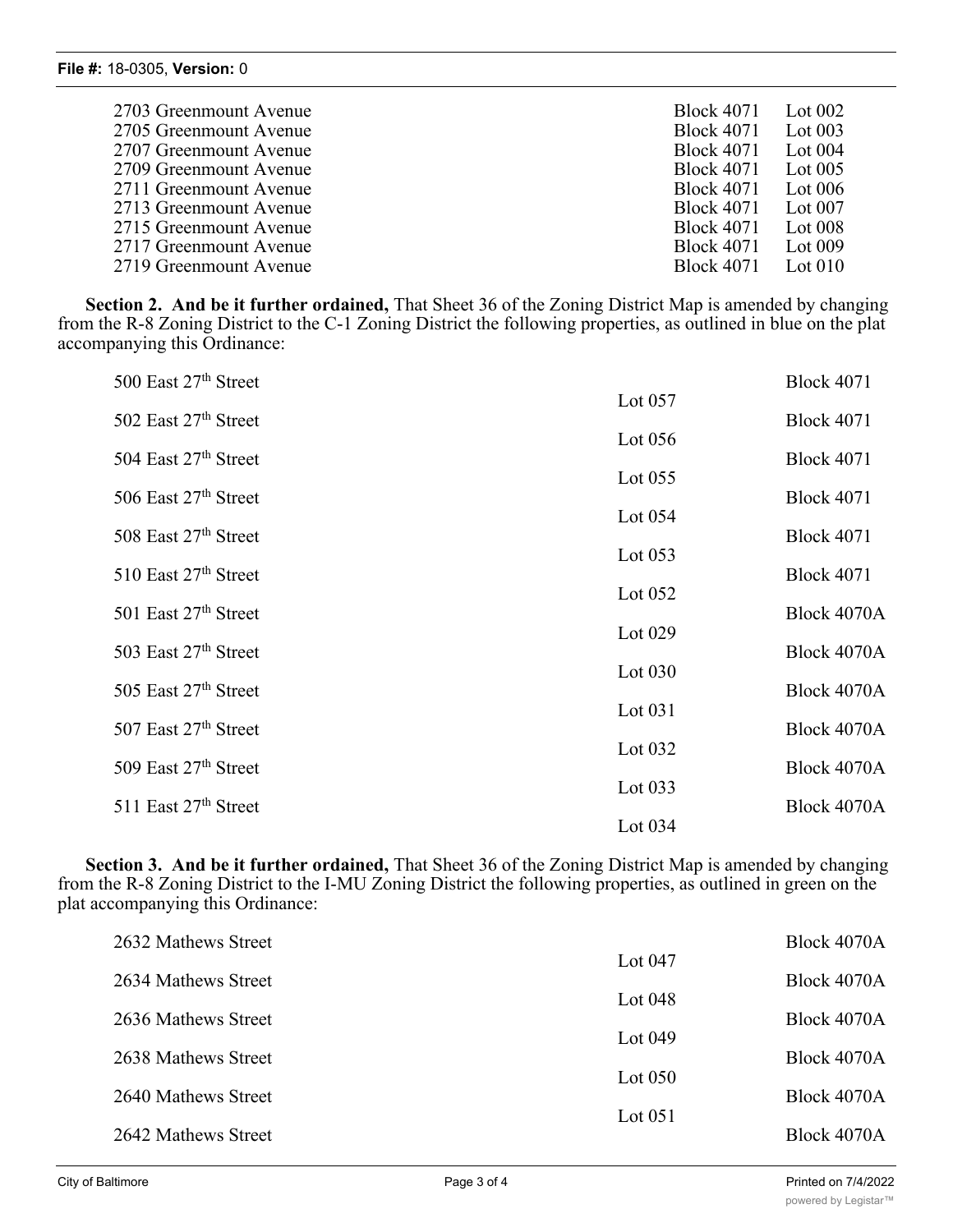| | | |
|---|---|---|
| 2703 Greenmount Avenue | Block 4071 | Lot 002 |
| 2705 Greenmount Avenue | Block 4071 | Lot 003 |
| 2707 Greenmount Avenue | Block 4071 | Lot 004 |
| 2709 Greenmount Avenue | Block 4071 | Lot 005 |
| 2711 Greenmount Avenue | Block 4071 | Lot 006 |
| 2713 Greenmount Avenue | Block 4071 | Lot 007 |
| 2715 Greenmount Avenue | Block 4071 | Lot 008 |
| 2717 Greenmount Avenue | Block 4071 | Lot 009 |
| 2719 Greenmount Avenue | Block 4071 | Lot 010 |

**Section 2. And be it further ordained,** That Sheet 36 of the Zoning District Map is amended by changing from the R-8 Zoning District to the C-1 Zoning District the following properties, as outlined in blue on the plat accompanying this Ordinance:

| | | |
|---|---|---|
| 500 East 27th Street | Lot 057 | Block 4071 |
| 502 East 27th Street | Lot 056 | Block 4071 |
| 504 East 27th Street | Lot 055 | Block 4071 |
| 506 East 27th Street | Lot 054 | Block 4071 |
| 508 East 27th Street | Lot 053 | Block 4071 |
| 510 East 27th Street | Lot 052 | Block 4071 |
| 501 East 27th Street | Lot 029 | Block 4070A |
| 503 East 27th Street | Lot 030 | Block 4070A |
| 505 East 27th Street | Lot 031 | Block 4070A |
| 507 East 27th Street | Lot 032 | Block 4070A |
| 509 East 27th Street | Lot 033 | Block 4070A |
| 511 East 27th Street | Lot 034 | Block 4070A |

**Section 3. And be it further ordained,** That Sheet 36 of the Zoning District Map is amended by changing from the R-8 Zoning District to the I-MU Zoning District the following properties, as outlined in green on the plat accompanying this Ordinance:

| | | |
|---|---|---|
| 2632 Mathews Street | Lot 047 | Block 4070A |
| 2634 Mathews Street | Lot 048 | Block 4070A |
| 2636 Mathews Street | Lot 049 | Block 4070A |
| 2638 Mathews Street | Lot 050 | Block 4070A |
| 2640 Mathews Street | Lot 051 | Block 4070A |
| 2642 Mathews Street | | Block 4070A |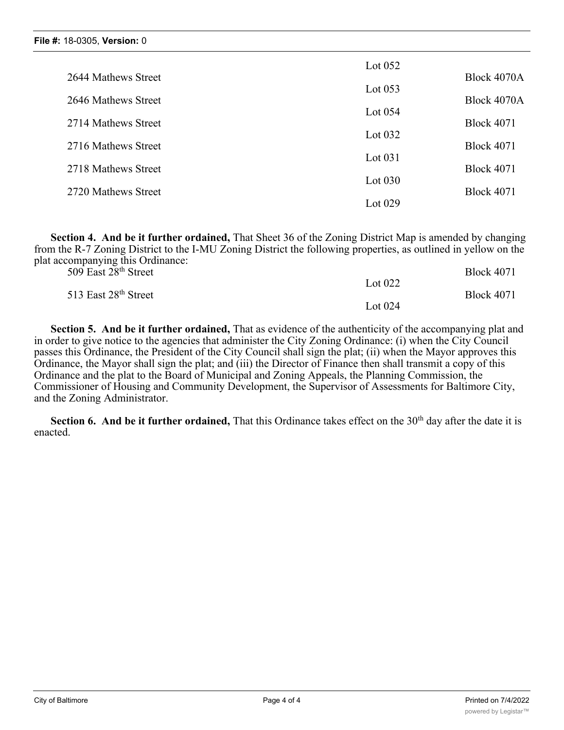Lot 052

| | | |
|---|---|---|
| 2644 Mathews Street | Lot 053 | Block 4070A |
| 2646 Mathews Street | Lot 054 | Block 4070A |
| 2714 Mathews Street | Lot 032 | Block 4071 |
| 2716 Mathews Street | Lot 031 | Block 4071 |
| 2718 Mathews Street | Lot 030 | Block 4071 |
| 2720 Mathews Street | Lot 029 | Block 4071 |

**Section 4. And be it further ordained,** That Sheet 36 of the Zoning District Map is amended by changing from the R-7 Zoning District to the I-MU Zoning District the following properties, as outlined in yellow on the plat accompanying this Ordinance:

| | | |
|---|---|---|
| 509 East 28th Street | Lot 022 | Block 4071 |
| 513 East 28th Street | Lot 024 | Block 4071 |

**Section 5. And be it further ordained,** That as evidence of the authenticity of the accompanying plat and in order to give notice to the agencies that administer the City Zoning Ordinance: (i) when the City Council passes this Ordinance, the President of the City Council shall sign the plat; (ii) when the Mayor approves this Ordinance, the Mayor shall sign the plat; and (iii) the Director of Finance then shall transmit a copy of this Ordinance and the plat to the Board of Municipal and Zoning Appeals, the Planning Commission, the Commissioner of Housing and Community Development, the Supervisor of Assessments for Baltimore City, and the Zoning Administrator.

**Section 6. And be it further ordained,** That this Ordinance takes effect on the 30th day after the date it is enacted.